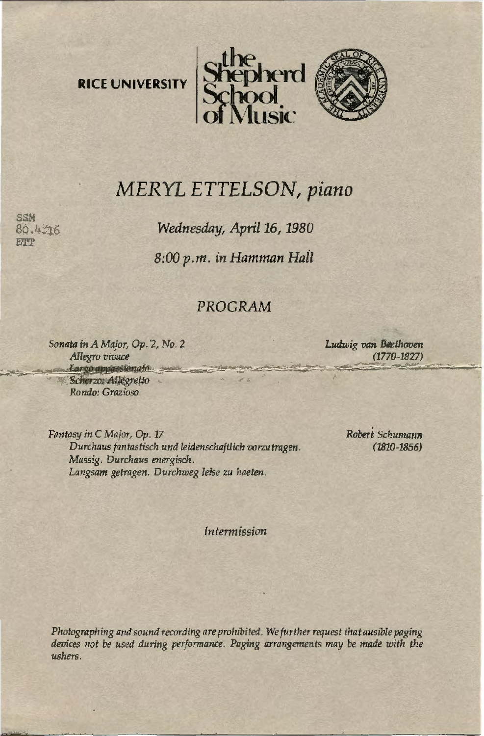RICE UNIVERSITY | the Shepherd School of Music

# *MERYL ETTELSON, piano*

SSM
80.4.16
ETT

*Wednesday, April 16, 1980*

*8:00 p.m. in Hamman Hall*

## *PROGRAM*

*Sonata in A Major, Op. 2, No. 2* — *Ludwig van Beethoven (1770-1827)*

*Allegro vivace*
*Largo appassionato*
*Scherzo: Allegretto*
*Rondo: Grazioso*

*Fantasy in C Major, Op. 17* — *Robert Schumann (1810-1856)*

*Durchaus fantastisch und leidenschaftlich vorzutragen.*
*Massig. Durchaus energisch.*
*Langsam getragen. Durchweg leise zu haeten.*

*Intermission*

*Photographing and sound recording are prohibited. We further request that ausible paging devices not be used during performance. Paging arrangements may be made with the ushers.*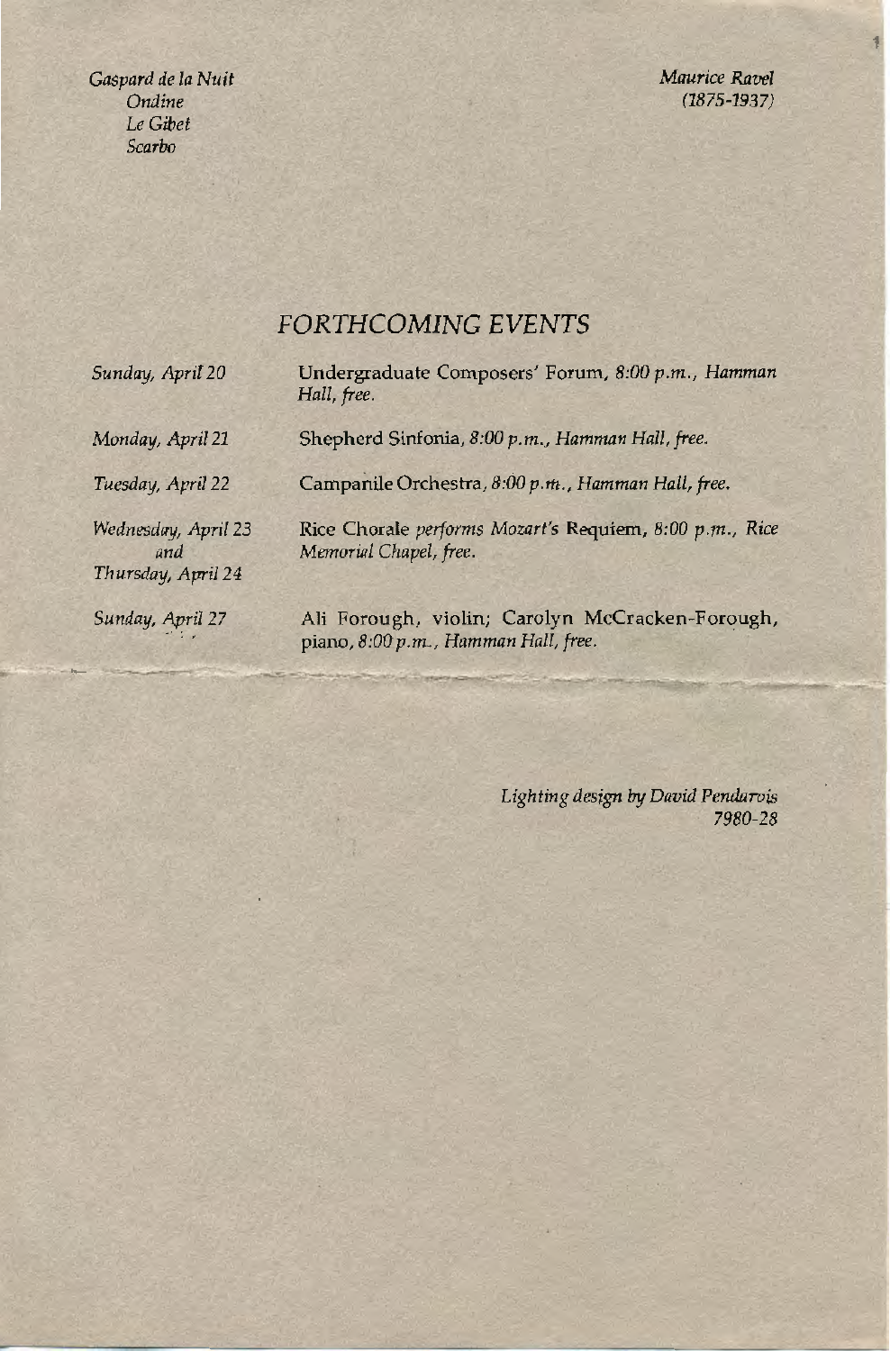*Gaspard de la Nuit*
*Ondine*
*Le Gibet*
*Scarbo*

*Maurice Ravel*
*(1875-1937)*

## *FORTHCOMING EVENTS*

| | |
|---|---|
| *Sunday, April 20* | Undergraduate Composers' Forum, *8:00 p.m., Hamman Hall, free.* |
| *Monday, April 21* | Shepherd Sinfonia, *8:00 p.m., Hamman Hall, free.* |
| *Tuesday, April 22* | Campanile Orchestra, *8:00 p.m., Hamman Hall, free.* |
| *Wednesday, April 23 and Thursday, April 24* | Rice Chorale *performs Mozart's* Requiem, *8:00 p.m., Rice Memorial Chapel, free.* |
| *Sunday, April 27* | Ali Forough, violin; Carolyn McCracken-Forough, piano, *8:00 p.m., Hamman Hall, free.* |

*Lighting design by David Pendarvis*
*7980-28*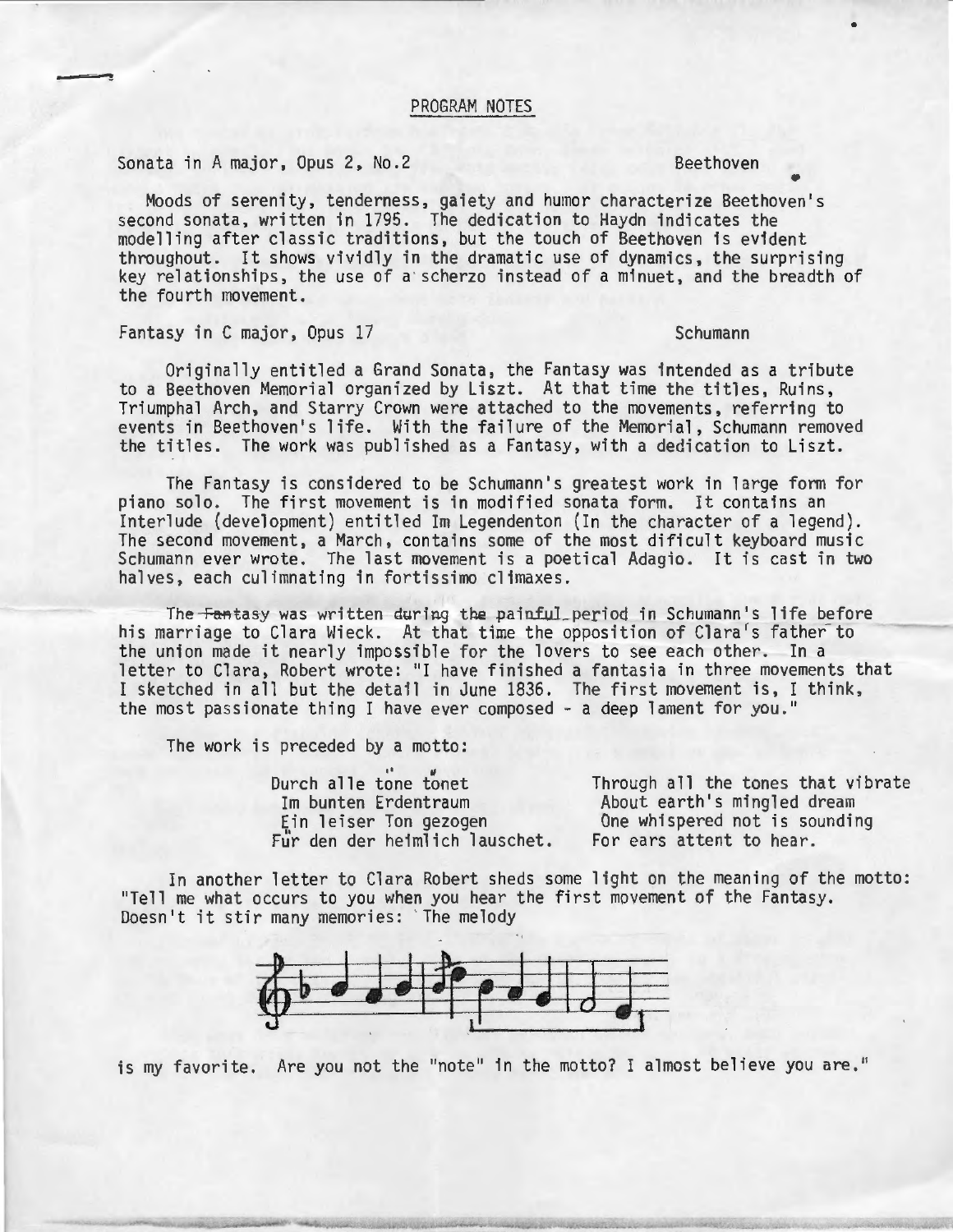## PROGRAM NOTES

**Sonata in A major, Opus 2, No.2** — Beethoven

Moods of serenity, tenderness, gaiety and humor characterize Beethoven's second sonata, written in 1795. The dedication to Haydn indicates the modelling after classic traditions, but the touch of Beethoven is evident throughout. It shows vividly in the dramatic use of dynamics, the surprising key relationships, the use of a scherzo instead of a minuet, and the breadth of the fourth movement.

**Fantasy in C major, Opus 17** — Schumann

Originally entitled a Grand Sonata, the Fantasy was intended as a tribute to a Beethoven Memorial organized by Liszt. At that time the titles, Ruins, Triumphal Arch, and Starry Crown were attached to the movements, referring to events in Beethoven's life. With the failure of the Memorial, Schumann removed the titles. The work was published as a Fantasy, with a dedication to Liszt.

The Fantasy is considered to be Schumann's greatest work in large form for piano solo. The first movement is in modified sonata form. It contains an Interlude (development) entitled Im Legendenton (In the character of a legend). The second movement, a March, contains some of the most dificult keyboard music Schumann ever wrote. The last movement is a poetical Adagio. It is cast in two halves, each culimnating in fortissimo climaxes.

The Fantasy was written during the painful period in Schumann's life before his marriage to Clara Wieck. At that time the opposition of Clara's father to the union made it nearly impossible for the lovers to see each other. In a letter to Clara, Robert wrote: "I have finished a fantasia in three movements that I sketched in all but the detail in June 1836. The first movement is, I think, the most passionate thing I have ever composed - a deep lament for you."

The work is preceded by a motto:

| | |
|---|---|
| Durch alle töne tönet | Through all the tones that vibrate |
| Im bunten Erdentraum | About earth's mingled dream |
| Ein leiser Ton gezogen | One whispered not is sounding |
| Für den der heimlich lauschet. | For ears attent to hear. |

In another letter to Clara Robert sheds some light on the meaning of the motto: "Tell me what occurs to you when you hear the first movement of the Fantasy. Doesn't it stir many memories: The melody

is my favorite. Are you not the "note" in the motto? I almost believe you are."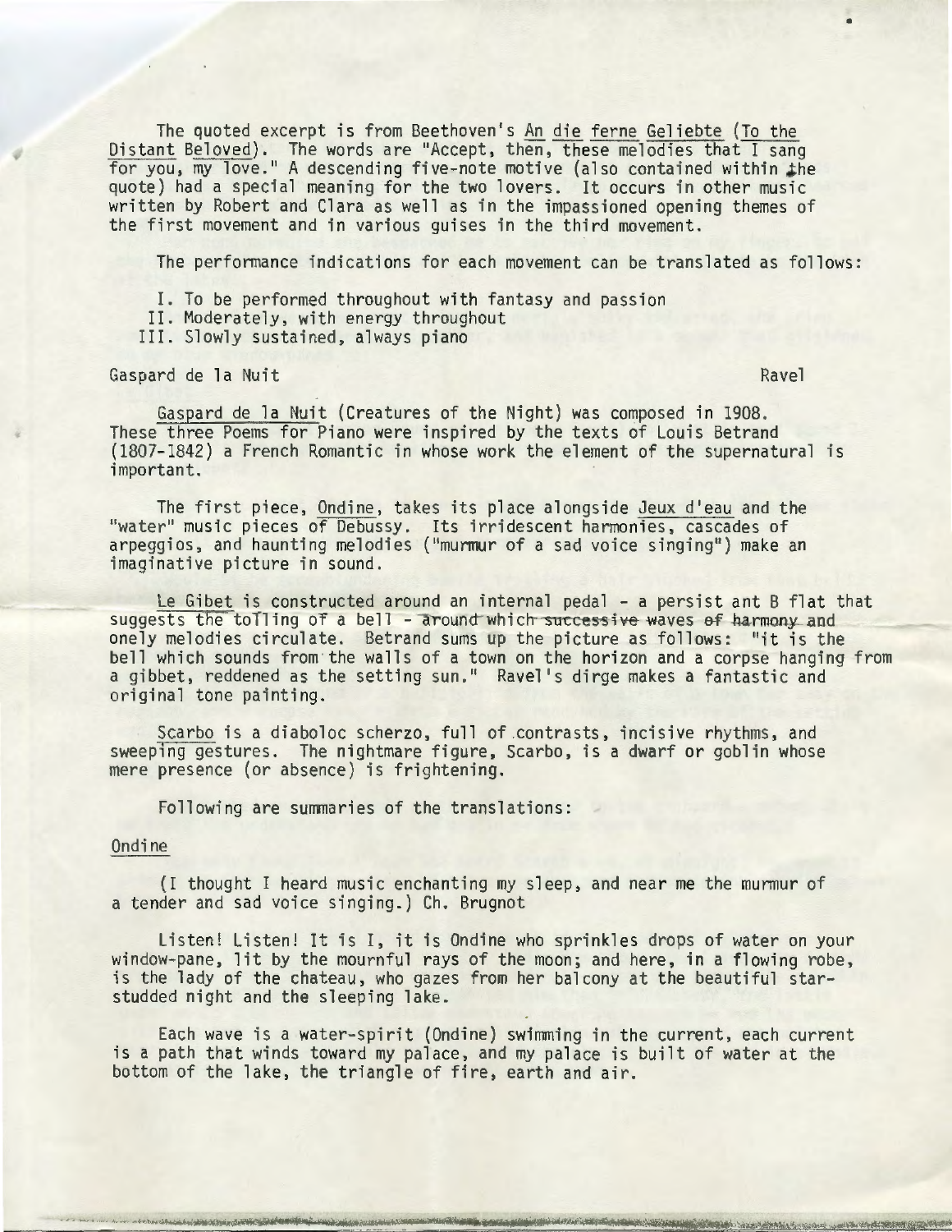The quoted excerpt is from Beethoven's An die ferne Geliebte (To the Distant Beloved). The words are "Accept, then, these melodies that I sang for you, my love." A descending five-note motive (also contained within the quote) had a special meaning for the two lovers. It occurs in other music written by Robert and Clara as well as in the impassioned opening themes of the first movement and in various guises in the third movement.

The performance indications for each movement can be translated as follows:

I. To be performed throughout with fantasy and passion
II. Moderately, with energy throughout
III. Slowly sustained, always piano

Gaspard de la Nuit — Ravel

Gaspard de la Nuit (Creatures of the Night) was composed in 1908. These three Poems for Piano were inspired by the texts of Louis Betrand (1807-1842) a French Romantic in whose work the element of the supernatural is important.

The first piece, Ondine, takes its place alongside Jeux d'eau and the "water" music pieces of Debussy. Its irridescent harmonies, cascades of arpeggios, and haunting melodies ("murmur of a sad voice singing") make an imaginative picture in sound.

Le Gibet is constructed around an internal pedal - a persist ant B flat that suggests the tolling of a bell - around which successive waves of harmony and onely melodies circulate. Betrand sums up the picture as follows: "it is the bell which sounds from the walls of a town on the horizon and a corpse hanging from a gibbet, reddened as the setting sun." Ravel's dirge makes a fantastic and original tone painting.

Scarbo is a diaboloc scherzo, full of contrasts, incisive rhythms, and sweeping gestures. The nightmare figure, Scarbo, is a dwarf or goblin whose mere presence (or absence) is frightening.

Following are summaries of the translations:

Ondine

(I thought I heard music enchanting my sleep, and near me the murmur of a tender and sad voice singing.) Ch. Brugnot

Listen! Listen! It is I, it is Ondine who sprinkles drops of water on your window-pane, lit by the mournful rays of the moon; and here, in a flowing robe, is the lady of the chateau, who gazes from her balcony at the beautiful star-studded night and the sleeping lake.

Each wave is a water-spirit (Ondine) swimming in the current, each current is a path that winds toward my palace, and my palace is built of water at the bottom of the lake, the triangle of fire, earth and air.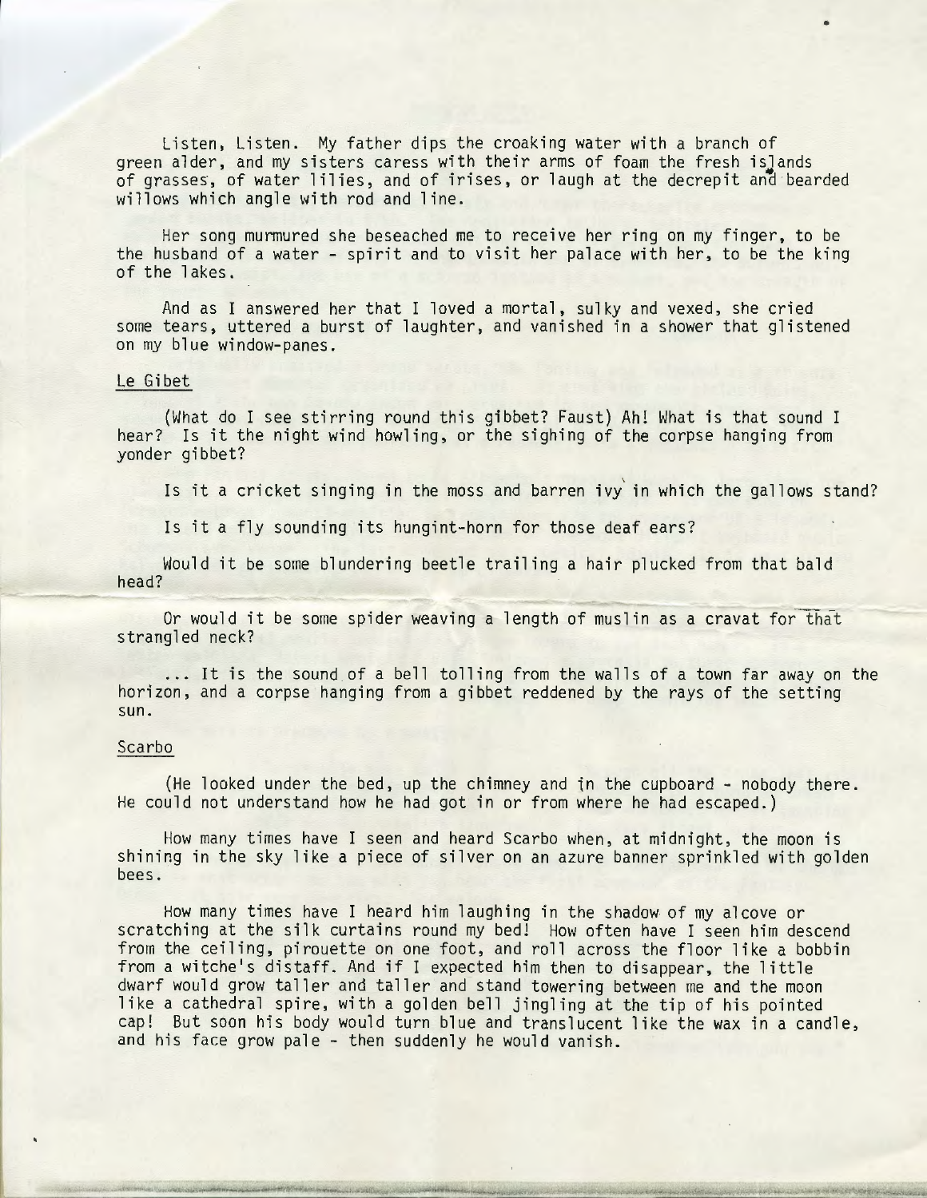Listen, Listen. My father dips the croaking water with a branch of green alder, and my sisters caress with their arms of foam the fresh islands of grasses, of water lilies, and of irises, or laugh at the decrepit and bearded willows which angle with rod and line.

Her song murmured she beseached me to receive her ring on my finger, to be the husband of a water - spirit and to visit her palace with her, to be the king of the lakes.

And as I answered her that I loved a mortal, sulky and vexed, she cried some tears, uttered a burst of laughter, and vanished in a shower that glistened on my blue window-panes.

Le Gibet

(What do I see stirring round this gibbet? Faust) Ah! What is that sound I hear? Is it the night wind howling, or the sighing of the corpse hanging from yonder gibbet?

Is it a cricket singing in the moss and barren ivy in which the gallows stand?

Is it a fly sounding its hungint-horn for those deaf ears?

Would it be some blundering beetle trailing a hair plucked from that bald head?

Or would it be some spider weaving a length of muslin as a cravat for that strangled neck?

... It is the sound of a bell tolling from the walls of a town far away on the horizon, and a corpse hanging from a gibbet reddened by the rays of the setting sun.

Scarbo

(He looked under the bed, up the chimney and in the cupboard - nobody there. He could not understand how he had got in or from where he had escaped.)

How many times have I seen and heard Scarbo when, at midnight, the moon is shining in the sky like a piece of silver on an azure banner sprinkled with golden bees.

How many times have I heard him laughing in the shadow of my alcove or scratching at the silk curtains round my bed! How often have I seen him descend from the ceiling, pirouette on one foot, and roll across the floor like a bobbin from a witche's distaff. And if I expected him then to disappear, the little dwarf would grow taller and taller and stand towering between me and the moon like a cathedral spire, with a golden bell jingling at the tip of his pointed cap! But soon his body would turn blue and translucent like the wax in a candle, and his face grow pale - then suddenly he would vanish.